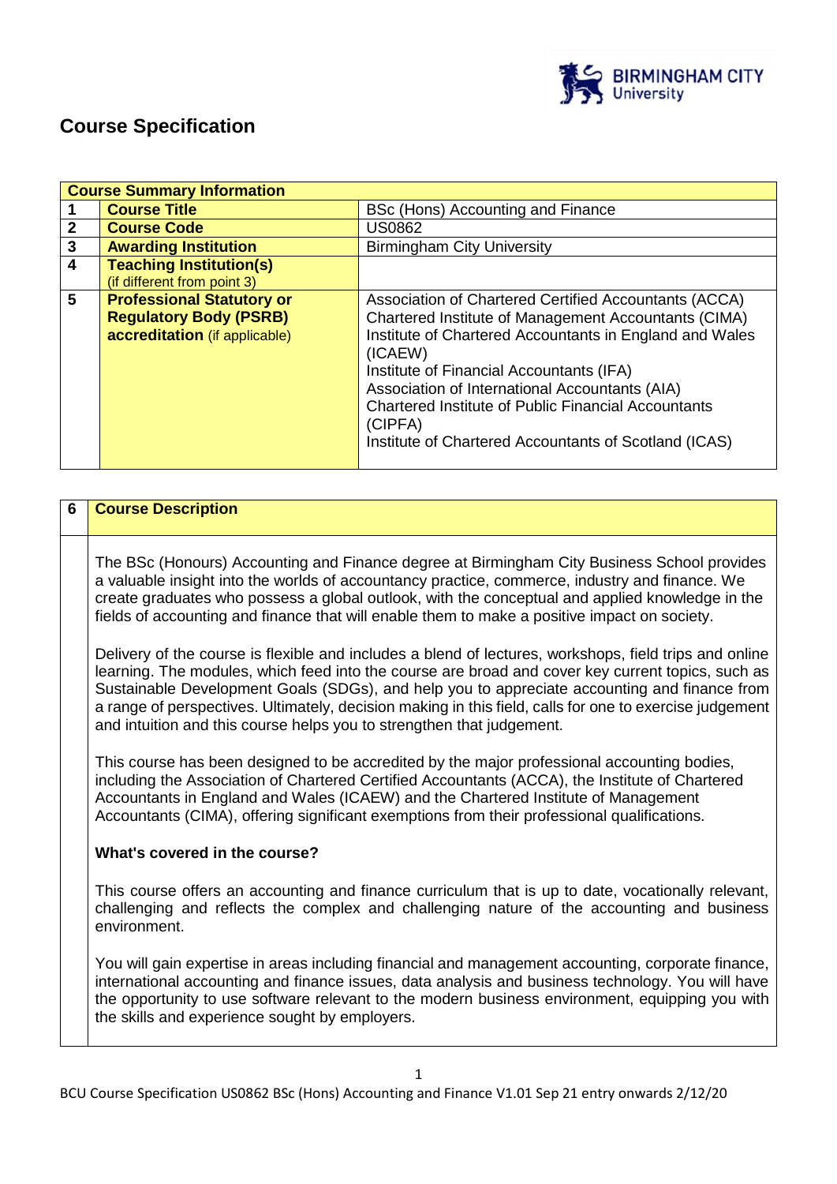# Course Specification

| Course Summary Information | | |
|---|---|---|
| 1 | **Course Title** | BSc (Hons) Accounting and Finance |
| 2 | **Course Code** | US0862 |
| 3 | **Awarding Institution** | Birmingham City University |
| 4 | **Teaching Institution(s)** (if different from point 3) | |
| 5 | **Professional Statutory or Regulatory Body (PSRB) accreditation** (if applicable) | Association of Chartered Certified Accountants (ACCA)<br>Chartered Institute of Management Accountants (CIMA)<br>Institute of Chartered Accountants in England and Wales (ICAEW)<br>Institute of Financial Accountants (IFA)<br>Association of International Accountants (AIA)<br>Chartered Institute of Public Financial Accountants (CIPFA)<br>Institute of Chartered Accountants of Scotland (ICAS) |

## 6 Course Description

The BSc (Honours) Accounting and Finance degree at Birmingham City Business School provides a valuable insight into the worlds of accountancy practice, commerce, industry and finance. We create graduates who possess a global outlook, with the conceptual and applied knowledge in the fields of accounting and finance that will enable them to make a positive impact on society.

Delivery of the course is flexible and includes a blend of lectures, workshops, field trips and online learning. The modules, which feed into the course are broad and cover key current topics, such as Sustainable Development Goals (SDGs), and help you to appreciate accounting and finance from a range of perspectives. Ultimately, decision making in this field, calls for one to exercise judgement and intuition and this course helps you to strengthen that judgement.

This course has been designed to be accredited by the major professional accounting bodies, including the Association of Chartered Certified Accountants (ACCA), the Institute of Chartered Accountants in England and Wales (ICAEW) and the Chartered Institute of Management Accountants (CIMA), offering significant exemptions from their professional qualifications.

**What's covered in the course?**

This course offers an accounting and finance curriculum that is up to date, vocationally relevant, challenging and reflects the complex and challenging nature of the accounting and business environment.

You will gain expertise in areas including financial and management accounting, corporate finance, international accounting and finance issues, data analysis and business technology. You will have the opportunity to use software relevant to the modern business environment, equipping you with the skills and experience sought by employers.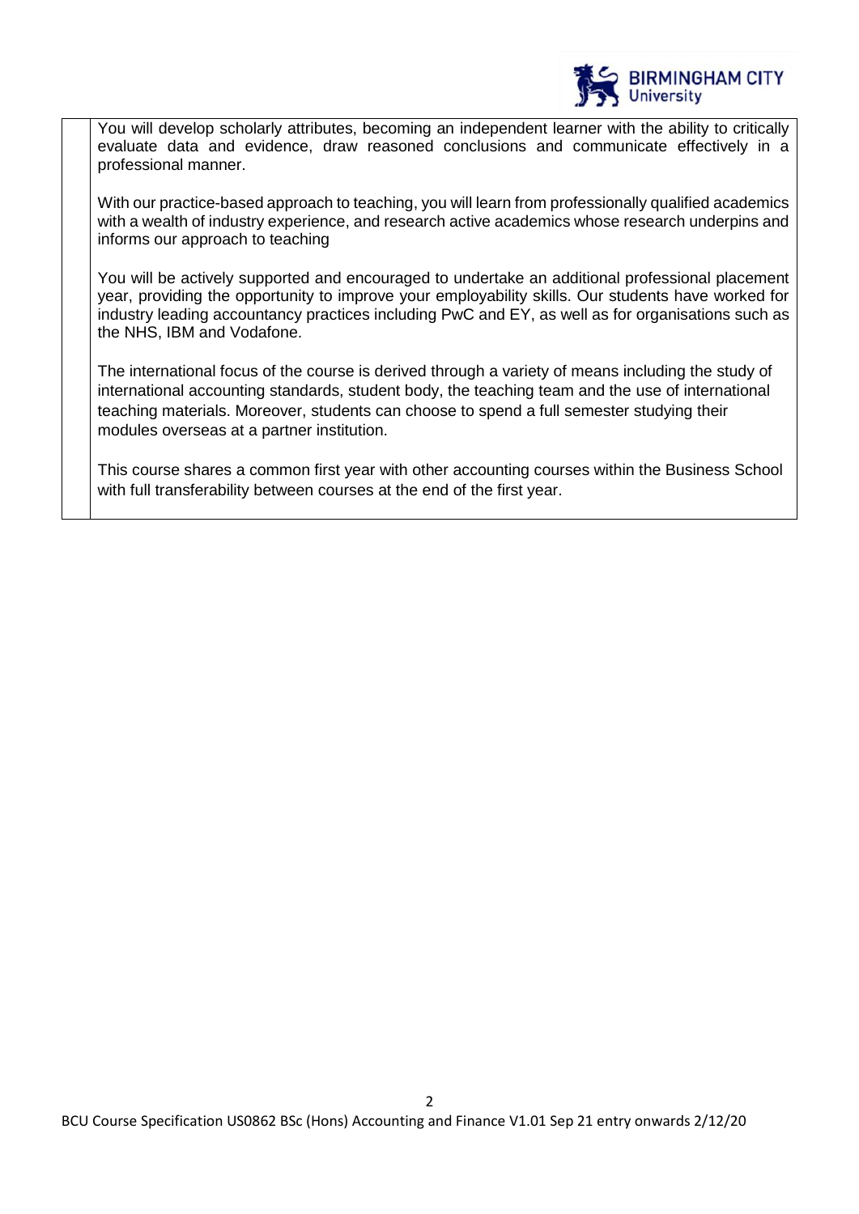You will develop scholarly attributes, becoming an independent learner with the ability to critically evaluate data and evidence, draw reasoned conclusions and communicate effectively in a professional manner.

With our practice-based approach to teaching, you will learn from professionally qualified academics with a wealth of industry experience, and research active academics whose research underpins and informs our approach to teaching

You will be actively supported and encouraged to undertake an additional professional placement year, providing the opportunity to improve your employability skills. Our students have worked for industry leading accountancy practices including PwC and EY, as well as for organisations such as the NHS, IBM and Vodafone.

The international focus of the course is derived through a variety of means including the study of international accounting standards, student body, the teaching team and the use of international teaching materials. Moreover, students can choose to spend a full semester studying their modules overseas at a partner institution.

This course shares a common first year with other accounting courses within the Business School with full transferability between courses at the end of the first year.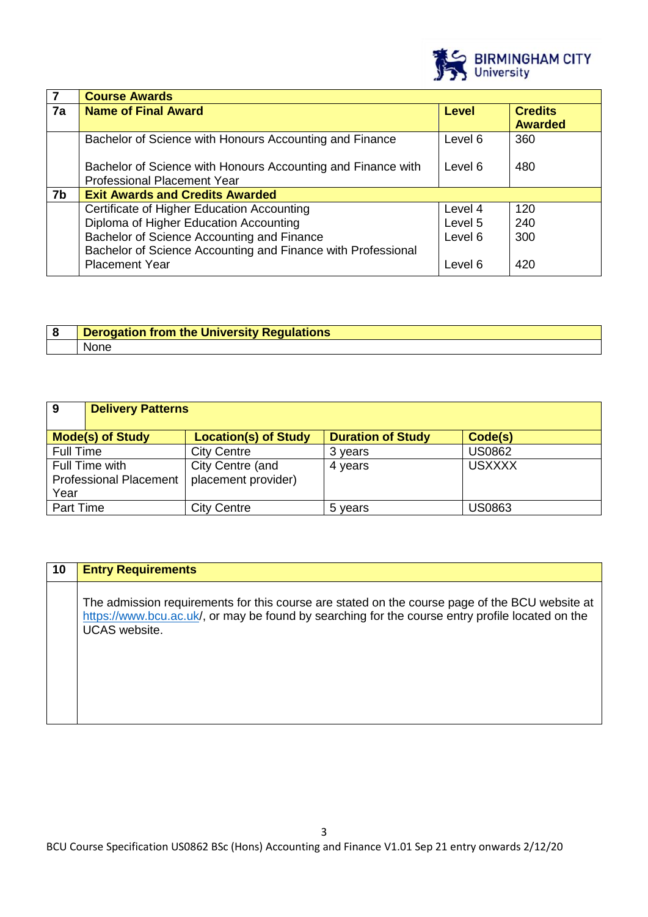| 7 | Course Awards | | |
|---|---|---|---|
| **7a** | **Name of Final Award** | **Level** | **Credits Awarded** |
| | Bachelor of Science with Honours Accounting and Finance | Level 6 | 360 |
| | Bachelor of Science with Honours Accounting and Finance with Professional Placement Year | Level 6 | 480 |
| **7b** | **Exit Awards and Credits Awarded** | | |
| | Certificate of Higher Education Accounting | Level 4 | 120 |
| | Diploma of Higher Education Accounting | Level 5 | 240 |
| | Bachelor of Science Accounting and Finance | Level 6 | 300 |
| | Bachelor of Science Accounting and Finance with Professional Placement Year | Level 6 | 420 |

| 8 | Derogation from the University Regulations |
|---|---|
| | None |

| 9 | Delivery Patterns | | |
|---|---|---|---|
| **Mode(s) of Study** | **Location(s) of Study** | **Duration of Study** | **Code(s)** |
| Full Time | City Centre | 3 years | US0862 |
| Full Time with Professional Placement Year | City Centre (and placement provider) | 4 years | USXXXX |
| Part Time | City Centre | 5 years | US0863 |

| 10 | Entry Requirements |
|---|---|
| | The admission requirements for this course are stated on the course page of the BCU website at https://www.bcu.ac.uk/, or may be found by searching for the course entry profile located on the UCAS website. |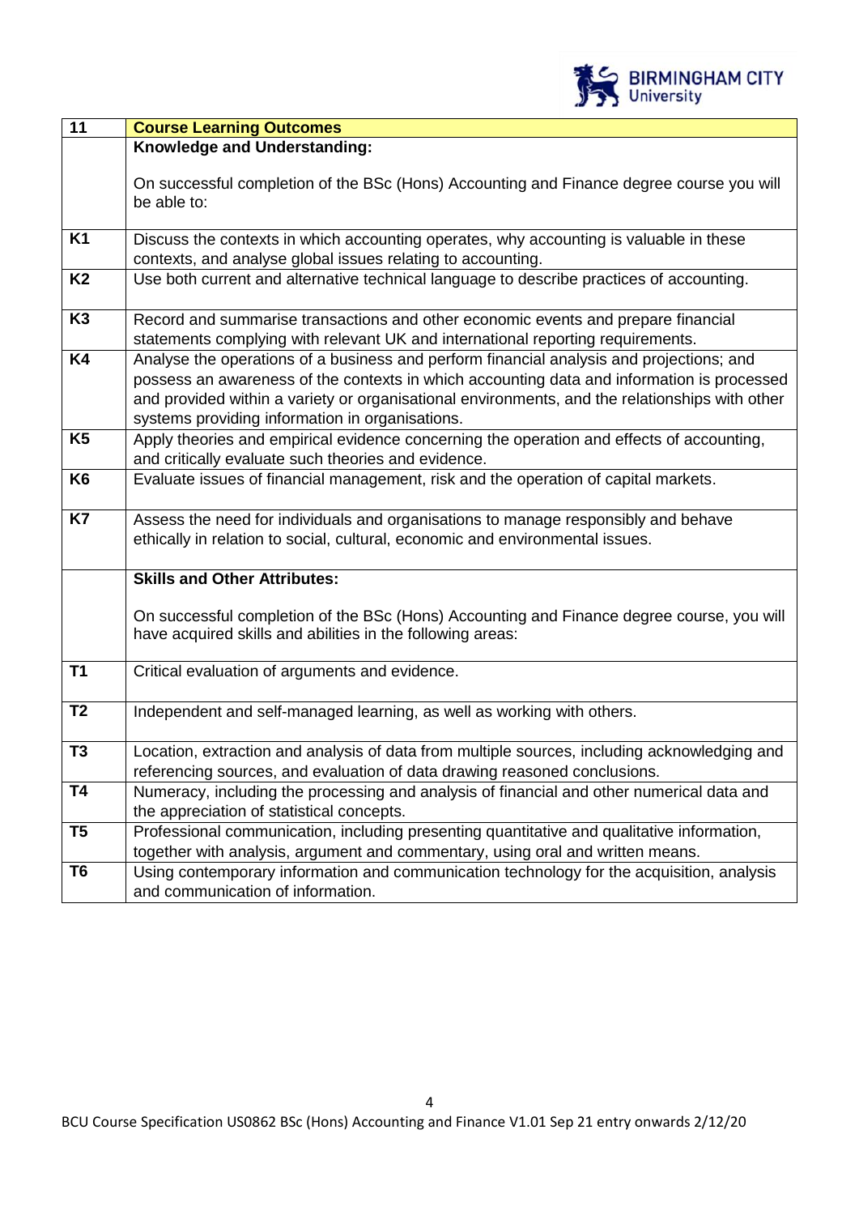| 11 | **Course Learning Outcomes** |
|---|---|
| | **Knowledge and Understanding:**<br><br>On successful completion of the BSc (Hons) Accounting and Finance degree course you will be able to: |
| **K1** | Discuss the contexts in which accounting operates, why accounting is valuable in these contexts, and analyse global issues relating to accounting. |
| **K2** | Use both current and alternative technical language to describe practices of accounting. |
| **K3** | Record and summarise transactions and other economic events and prepare financial statements complying with relevant UK and international reporting requirements. |
| **K4** | Analyse the operations of a business and perform financial analysis and projections; and possess an awareness of the contexts in which accounting data and information is processed and provided within a variety or organisational environments, and the relationships with other systems providing information in organisations. |
| **K5** | Apply theories and empirical evidence concerning the operation and effects of accounting, and critically evaluate such theories and evidence. |
| **K6** | Evaluate issues of financial management, risk and the operation of capital markets. |
| **K7** | Assess the need for individuals and organisations to manage responsibly and behave ethically in relation to social, cultural, economic and environmental issues. |
| | **Skills and Other Attributes:**<br><br>On successful completion of the BSc (Hons) Accounting and Finance degree course, you will have acquired skills and abilities in the following areas: |
| **T1** | Critical evaluation of arguments and evidence. |
| **T2** | Independent and self-managed learning, as well as working with others. |
| **T3** | Location, extraction and analysis of data from multiple sources, including acknowledging and referencing sources, and evaluation of data drawing reasoned conclusions. |
| **T4** | Numeracy, including the processing and analysis of financial and other numerical data and the appreciation of statistical concepts. |
| **T5** | Professional communication, including presenting quantitative and qualitative information, together with analysis, argument and commentary, using oral and written means. |
| **T6** | Using contemporary information and communication technology for the acquisition, analysis and communication of information. |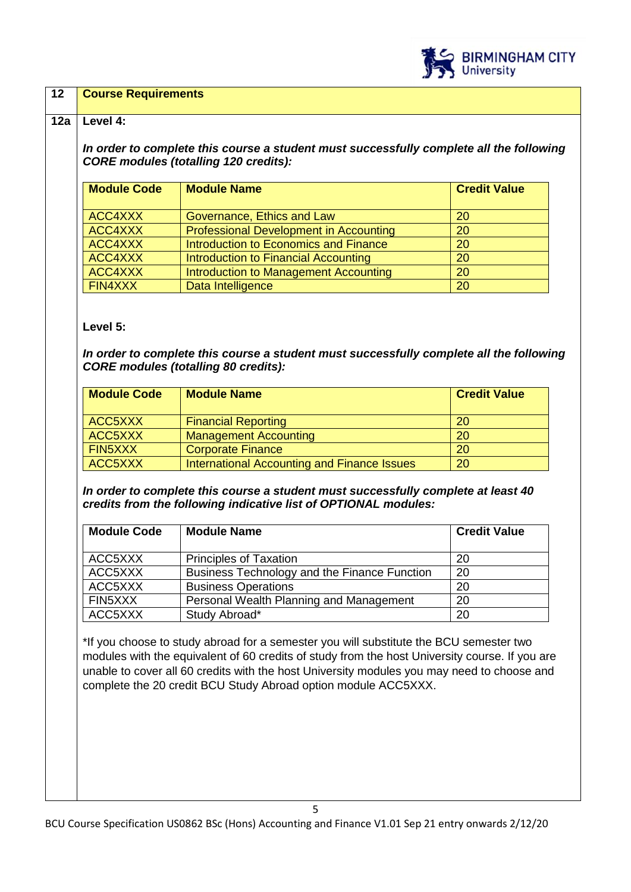## 12 Course Requirements

### 12a Level 4:

***In order to complete this course a student must successfully complete all the following CORE modules (totalling 120 credits):***

| Module Code | Module Name | Credit Value |
|---|---|---|
| ACC4XXX | Governance, Ethics and Law | 20 |
| ACC4XXX | Professional Development in Accounting | 20 |
| ACC4XXX | Introduction to Economics and Finance | 20 |
| ACC4XXX | Introduction to Financial Accounting | 20 |
| ACC4XXX | Introduction to Management Accounting | 20 |
| FIN4XXX | Data Intelligence | 20 |

### Level 5:

***In order to complete this course a student must successfully complete all the following CORE modules (totalling 80 credits):***

| Module Code | Module Name | Credit Value |
|---|---|---|
| ACC5XXX | Financial Reporting | 20 |
| ACC5XXX | Management Accounting | 20 |
| FIN5XXX | Corporate Finance | 20 |
| ACC5XXX | International Accounting and Finance Issues | 20 |

***In order to complete this course a student must successfully complete at least 40 credits from the following indicative list of OPTIONAL modules:***

| Module Code | Module Name | Credit Value |
|---|---|---|
| ACC5XXX | Principles of Taxation | 20 |
| ACC5XXX | Business Technology and the Finance Function | 20 |
| ACC5XXX | Business Operations | 20 |
| FIN5XXX | Personal Wealth Planning and Management | 20 |
| ACC5XXX | Study Abroad* | 20 |

*If you choose to study abroad for a semester you will substitute the BCU semester two modules with the equivalent of 60 credits of study from the host University course. If you are unable to cover all 60 credits with the host University modules you may need to choose and complete the 20 credit BCU Study Abroad option module ACC5XXX.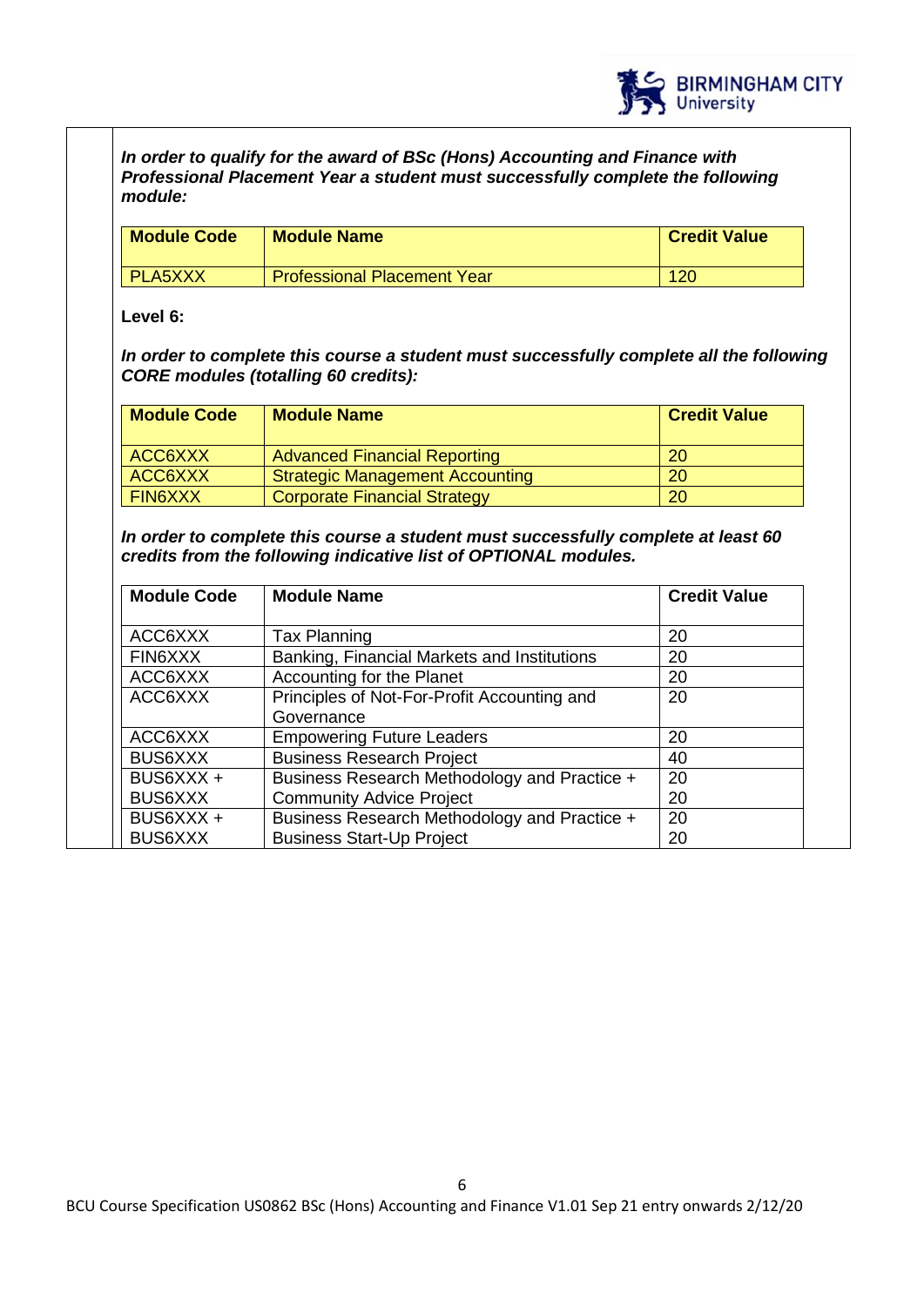***In order to qualify for the award of BSc (Hons) Accounting and Finance with Professional Placement Year a student must successfully complete the following module:***

| Module Code | Module Name | Credit Value |
|---|---|---|
| PLA5XXX | Professional Placement Year | 120 |

**Level 6:**

***In order to complete this course a student must successfully complete all the following CORE modules (totalling 60 credits):***

| Module Code | Module Name | Credit Value |
|---|---|---|
| ACC6XXX | Advanced Financial Reporting | 20 |
| ACC6XXX | Strategic Management Accounting | 20 |
| FIN6XXX | Corporate Financial Strategy | 20 |

***In order to complete this course a student must successfully complete at least 60 credits from the following indicative list of OPTIONAL modules.***

| Module Code | Module Name | Credit Value |
|---|---|---|
| ACC6XXX | Tax Planning | 20 |
| FIN6XXX | Banking, Financial Markets and Institutions | 20 |
| ACC6XXX | Accounting for the Planet | 20 |
| ACC6XXX | Principles of Not-For-Profit Accounting and Governance | 20 |
| ACC6XXX | Empowering Future Leaders | 20 |
| BUS6XXX | Business Research Project | 40 |
| BUS6XXX + BUS6XXX | Business Research Methodology and Practice + Community Advice Project | 20 20 |
| BUS6XXX + BUS6XXX | Business Research Methodology and Practice + Business Start-Up Project | 20 20 |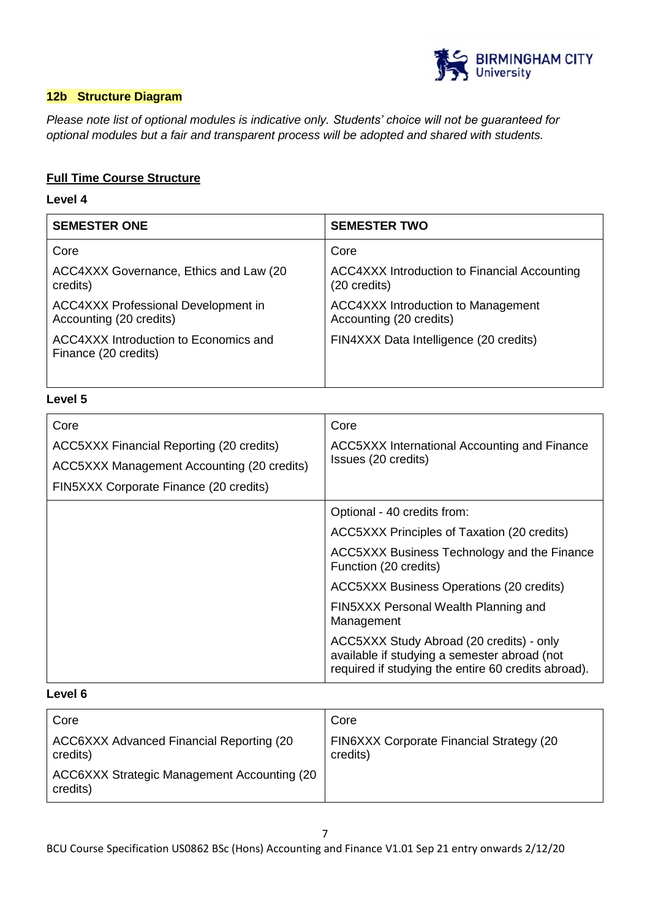## 12b Structure Diagram

*Please note list of optional modules is indicative only. Students' choice will not be guaranteed for optional modules but a fair and transparent process will be adopted and shared with students.*

**Full Time Course Structure**

**Level 4**

| SEMESTER ONE | SEMESTER TWO |
|---|---|
| Core<br>ACC4XXX Governance, Ethics and Law (20 credits)<br>ACC4XXX Professional Development in Accounting (20 credits)<br>ACC4XXX Introduction to Economics and Finance (20 credits) | Core<br>ACC4XXX Introduction to Financial Accounting (20 credits)<br>ACC4XXX Introduction to Management Accounting (20 credits)<br>FIN4XXX Data Intelligence (20 credits) |

**Level 5**

| | |
|---|---|
| Core<br>ACC5XXX Financial Reporting (20 credits)<br>ACC5XXX Management Accounting (20 credits)<br>FIN5XXX Corporate Finance (20 credits) | Core<br>ACC5XXX International Accounting and Finance Issues (20 credits) |
| | Optional - 40 credits from:<br>ACC5XXX Principles of Taxation (20 credits)<br>ACC5XXX Business Technology and the Finance Function (20 credits)<br>ACC5XXX Business Operations (20 credits)<br>FIN5XXX Personal Wealth Planning and Management<br>ACC5XXX Study Abroad (20 credits) - only available if studying a semester abroad (not required if studying the entire 60 credits abroad). |

**Level 6**

| | |
|---|---|
| Core<br>ACC6XXX Advanced Financial Reporting (20 credits)<br>ACC6XXX Strategic Management Accounting (20 credits) | Core<br>FIN6XXX Corporate Financial Strategy (20 credits) |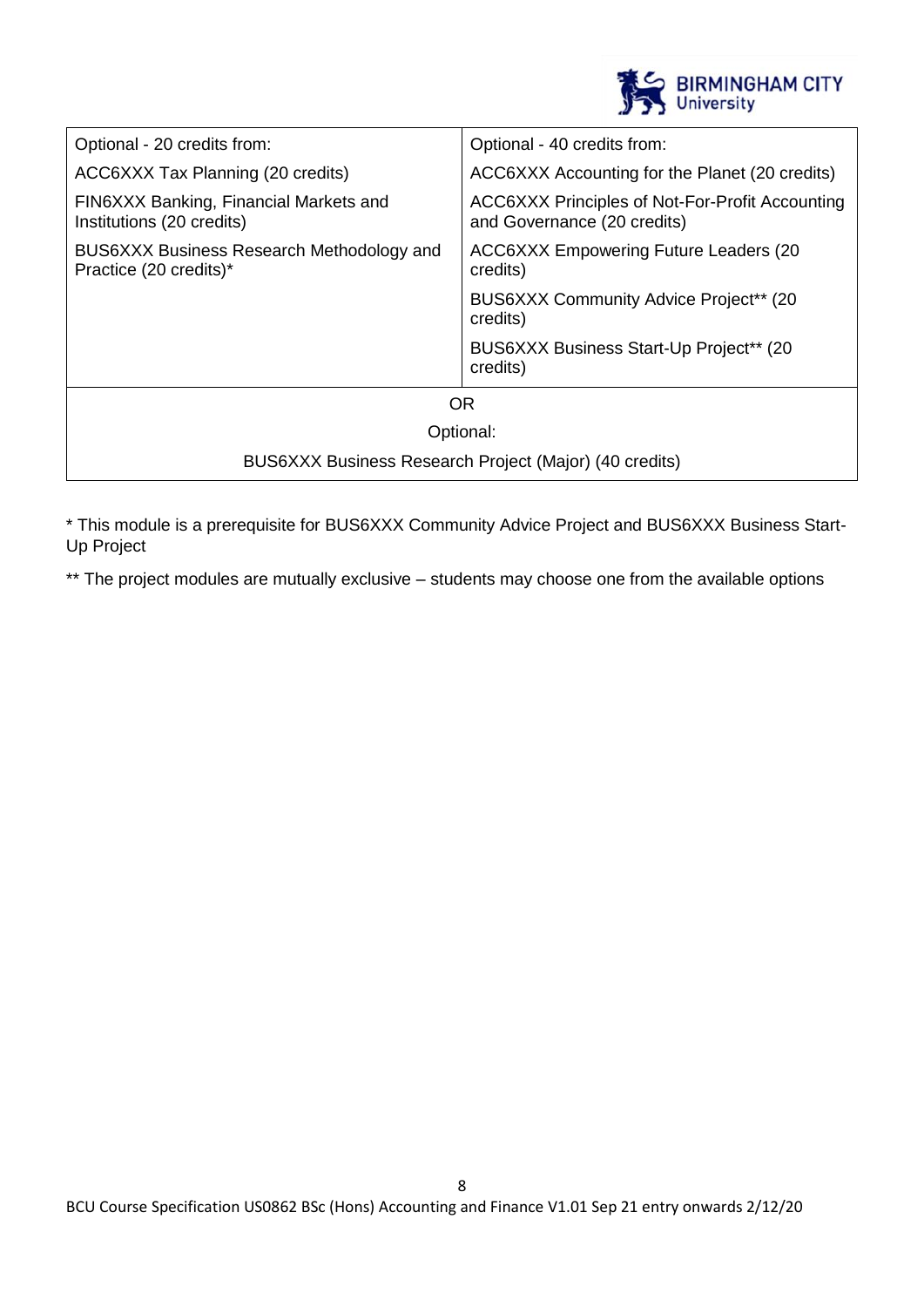| Optional - 20 credits from: | Optional - 40 credits from: |
|---|---|
| ACC6XXX Tax Planning (20 credits) | ACC6XXX Accounting for the Planet (20 credits) |
| FIN6XXX Banking, Financial Markets and Institutions (20 credits) | ACC6XXX Principles of Not-For-Profit Accounting and Governance (20 credits) |
| BUS6XXX Business Research Methodology and Practice (20 credits)* | ACC6XXX Empowering Future Leaders (20 credits) |
| | BUS6XXX Community Advice Project** (20 credits) |
| | BUS6XXX Business Start-Up Project** (20 credits) |
| OR | |
| Optional: | |
| BUS6XXX Business Research Project (Major) (40 credits) | |

* This module is a prerequisite for BUS6XXX Community Advice Project and BUS6XXX Business Start-Up Project

** The project modules are mutually exclusive – students may choose one from the available options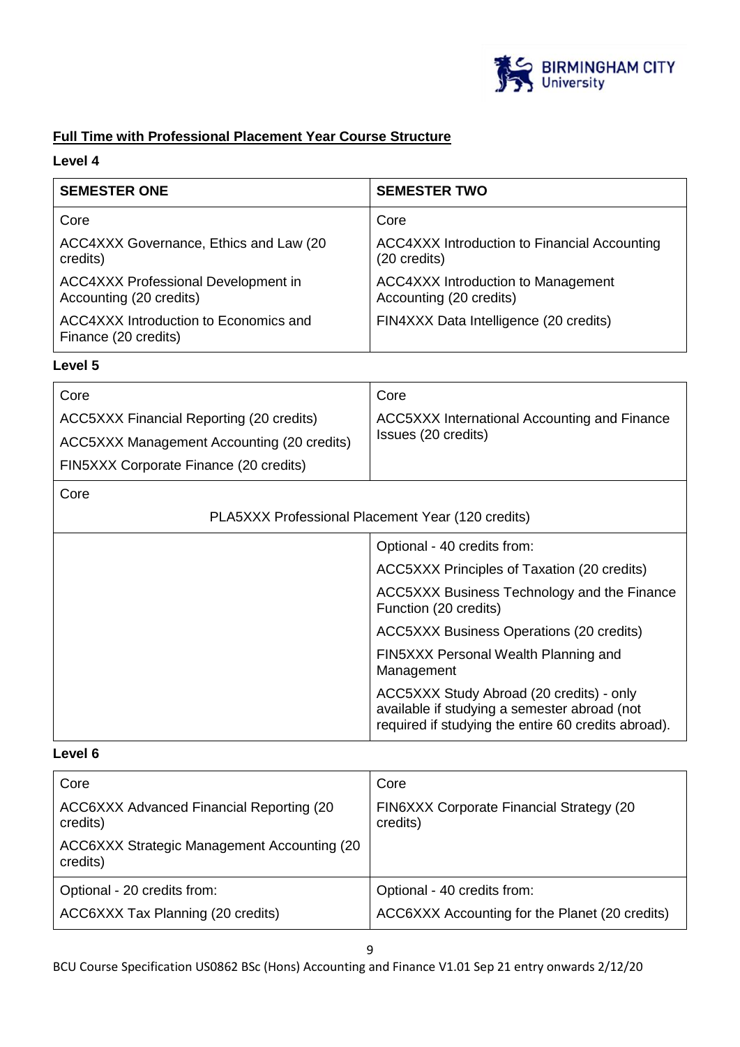**Full Time with Professional Placement Year Course Structure**

**Level 4**

| SEMESTER ONE | SEMESTER TWO |
|---|---|
| Core<br>ACC4XXX Governance, Ethics and Law (20 credits)<br>ACC4XXX Professional Development in Accounting (20 credits)<br>ACC4XXX Introduction to Economics and Finance (20 credits) | Core<br>ACC4XXX Introduction to Financial Accounting (20 credits)<br>ACC4XXX Introduction to Management Accounting (20 credits)<br>FIN4XXX Data Intelligence (20 credits) |

**Level 5**

| | |
|---|---|
| Core<br>ACC5XXX Financial Reporting (20 credits)<br>ACC5XXX Management Accounting (20 credits)<br>FIN5XXX Corporate Finance (20 credits) | Core<br>ACC5XXX International Accounting and Finance Issues (20 credits) |
| Core<br>PLA5XXX Professional Placement Year (120 credits) | |
| | Optional - 40 credits from:<br>ACC5XXX Principles of Taxation (20 credits)<br>ACC5XXX Business Technology and the Finance Function (20 credits)<br>ACC5XXX Business Operations (20 credits)<br>FIN5XXX Personal Wealth Planning and Management<br>ACC5XXX Study Abroad (20 credits) - only available if studying a semester abroad (not required if studying the entire 60 credits abroad). |

**Level 6**

| | |
|---|---|
| Core<br>ACC6XXX Advanced Financial Reporting (20 credits)<br>ACC6XXX Strategic Management Accounting (20 credits) | Core<br>FIN6XXX Corporate Financial Strategy (20 credits) |
| Optional - 20 credits from:<br>ACC6XXX Tax Planning (20 credits) | Optional - 40 credits from:<br>ACC6XXX Accounting for the Planet (20 credits) |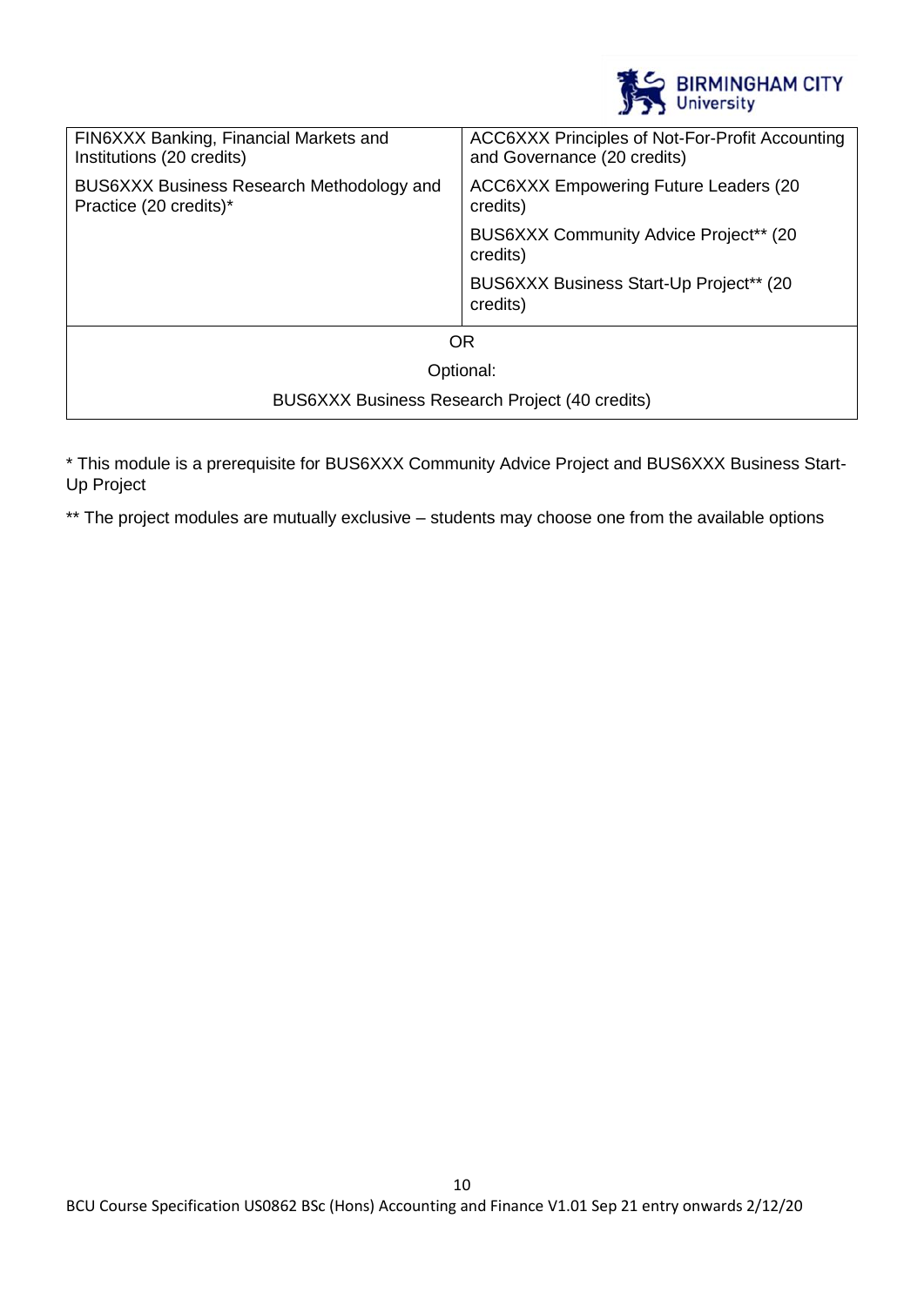| | |
|---|---|
| FIN6XXX Banking, Financial Markets and Institutions (20 credits) | ACC6XXX Principles of Not-For-Profit Accounting and Governance (20 credits) |
| BUS6XXX Business Research Methodology and Practice (20 credits)* | ACC6XXX Empowering Future Leaders (20 credits) |
| | BUS6XXX Community Advice Project** (20 credits) |
| | BUS6XXX Business Start-Up Project** (20 credits) |
| OR | |
| Optional: | |
| BUS6XXX Business Research Project (40 credits) | |

* This module is a prerequisite for BUS6XXX Community Advice Project and BUS6XXX Business Start-Up Project

** The project modules are mutually exclusive – students may choose one from the available options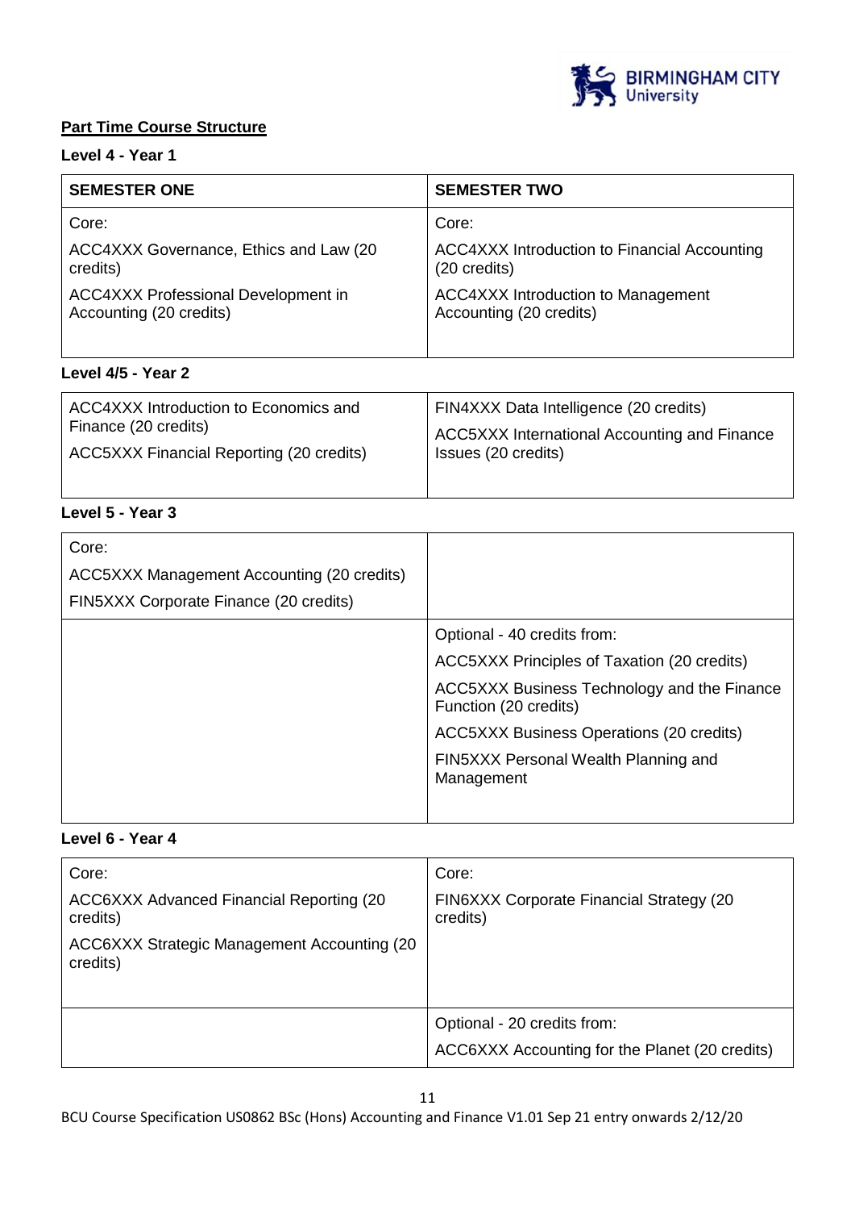## Part Time Course Structure

### Level 4 - Year 1

| SEMESTER ONE | SEMESTER TWO |
|---|---|
| Core:<br>ACC4XXX Governance, Ethics and Law (20 credits)<br>ACC4XXX Professional Development in Accounting (20 credits) | Core:<br>ACC4XXX Introduction to Financial Accounting (20 credits)<br>ACC4XXX Introduction to Management Accounting (20 credits) |

### Level 4/5 - Year 2

| | |
|---|---|
| ACC4XXX Introduction to Economics and Finance (20 credits)<br>ACC5XXX Financial Reporting (20 credits) | FIN4XXX Data Intelligence (20 credits)<br>ACC5XXX International Accounting and Finance Issues (20 credits) |

### Level 5 - Year 3

| | |
|---|---|
| Core:<br>ACC5XXX Management Accounting (20 credits)<br>FIN5XXX Corporate Finance (20 credits) | |
| | Optional - 40 credits from:<br>ACC5XXX Principles of Taxation (20 credits)<br>ACC5XXX Business Technology and the Finance Function (20 credits)<br>ACC5XXX Business Operations (20 credits)<br>FIN5XXX Personal Wealth Planning and Management |

### Level 6 - Year 4

| | |
|---|---|
| Core:<br>ACC6XXX Advanced Financial Reporting (20 credits)<br>ACC6XXX Strategic Management Accounting (20 credits) | Core:<br>FIN6XXX Corporate Financial Strategy (20 credits) |
| | Optional - 20 credits from:<br>ACC6XXX Accounting for the Planet (20 credits) |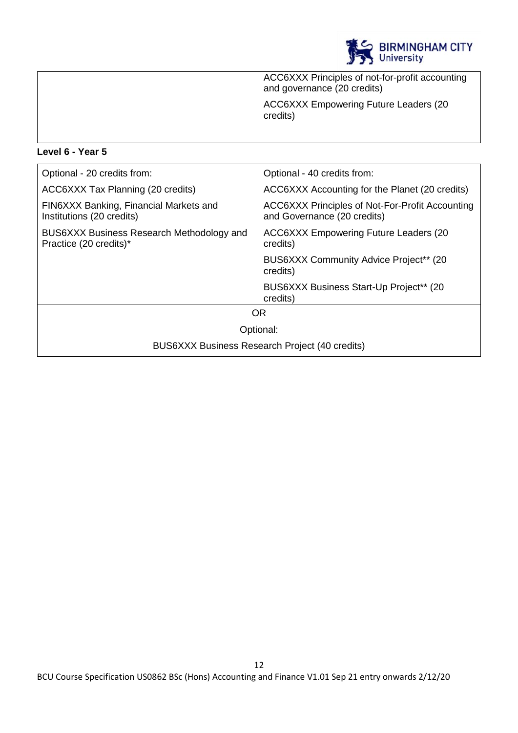|  | ACC6XXX Principles of not-for-profit accounting and governance (20 credits)<br>ACC6XXX Empowering Future Leaders (20 credits) |
|---|---|

**Level 6 - Year 5**

| Optional - 20 credits from: | Optional - 40 credits from: |
|---|---|
| ACC6XXX Tax Planning (20 credits) | ACC6XXX Accounting for the Planet (20 credits) |
| FIN6XXX Banking, Financial Markets and Institutions (20 credits) | ACC6XXX Principles of Not-For-Profit Accounting and Governance (20 credits) |
| BUS6XXX Business Research Methodology and Practice (20 credits)* | ACC6XXX Empowering Future Leaders (20 credits) |
|  | BUS6XXX Community Advice Project** (20 credits) |
|  | BUS6XXX Business Start-Up Project** (20 credits) |
| OR | |
| Optional: | |
| BUS6XXX Business Research Project (40 credits) | |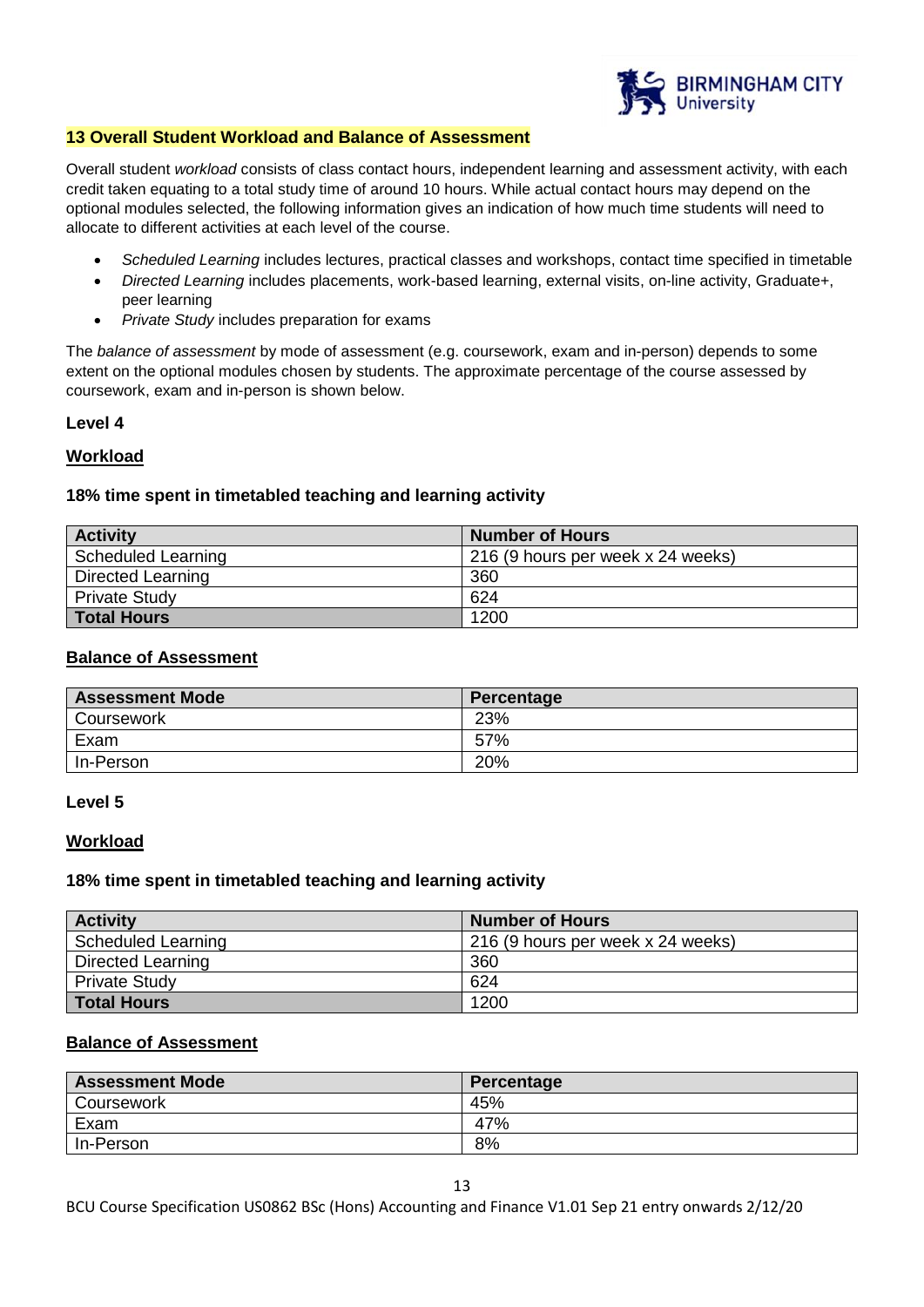## 13 Overall Student Workload and Balance of Assessment

Overall student *workload* consists of class contact hours, independent learning and assessment activity, with each credit taken equating to a total study time of around 10 hours. While actual contact hours may depend on the optional modules selected, the following information gives an indication of how much time students will need to allocate to different activities at each level of the course.

- *Scheduled Learning* includes lectures, practical classes and workshops, contact time specified in timetable
- *Directed Learning* includes placements, work-based learning, external visits, on-line activity, Graduate+, peer learning
- *Private Study* includes preparation for exams

The *balance of assessment* by mode of assessment (e.g. coursework, exam and in-person) depends to some extent on the optional modules chosen by students. The approximate percentage of the course assessed by coursework, exam and in-person is shown below.

### Level 4

**Workload**

**18% time spent in timetabled teaching and learning activity**

| Activity | Number of Hours |
|---|---|
| Scheduled Learning | 216 (9 hours per week x 24 weeks) |
| Directed Learning | 360 |
| Private Study | 624 |
| **Total Hours** | 1200 |

**Balance of Assessment**

| Assessment Mode | Percentage |
|---|---|
| Coursework | 23% |
| Exam | 57% |
| In-Person | 20% |

### Level 5

**Workload**

**18% time spent in timetabled teaching and learning activity**

| Activity | Number of Hours |
|---|---|
| Scheduled Learning | 216 (9 hours per week x 24 weeks) |
| Directed Learning | 360 |
| Private Study | 624 |
| **Total Hours** | 1200 |

**Balance of Assessment**

| Assessment Mode | Percentage |
|---|---|
| Coursework | 45% |
| Exam | 47% |
| In-Person | 8% |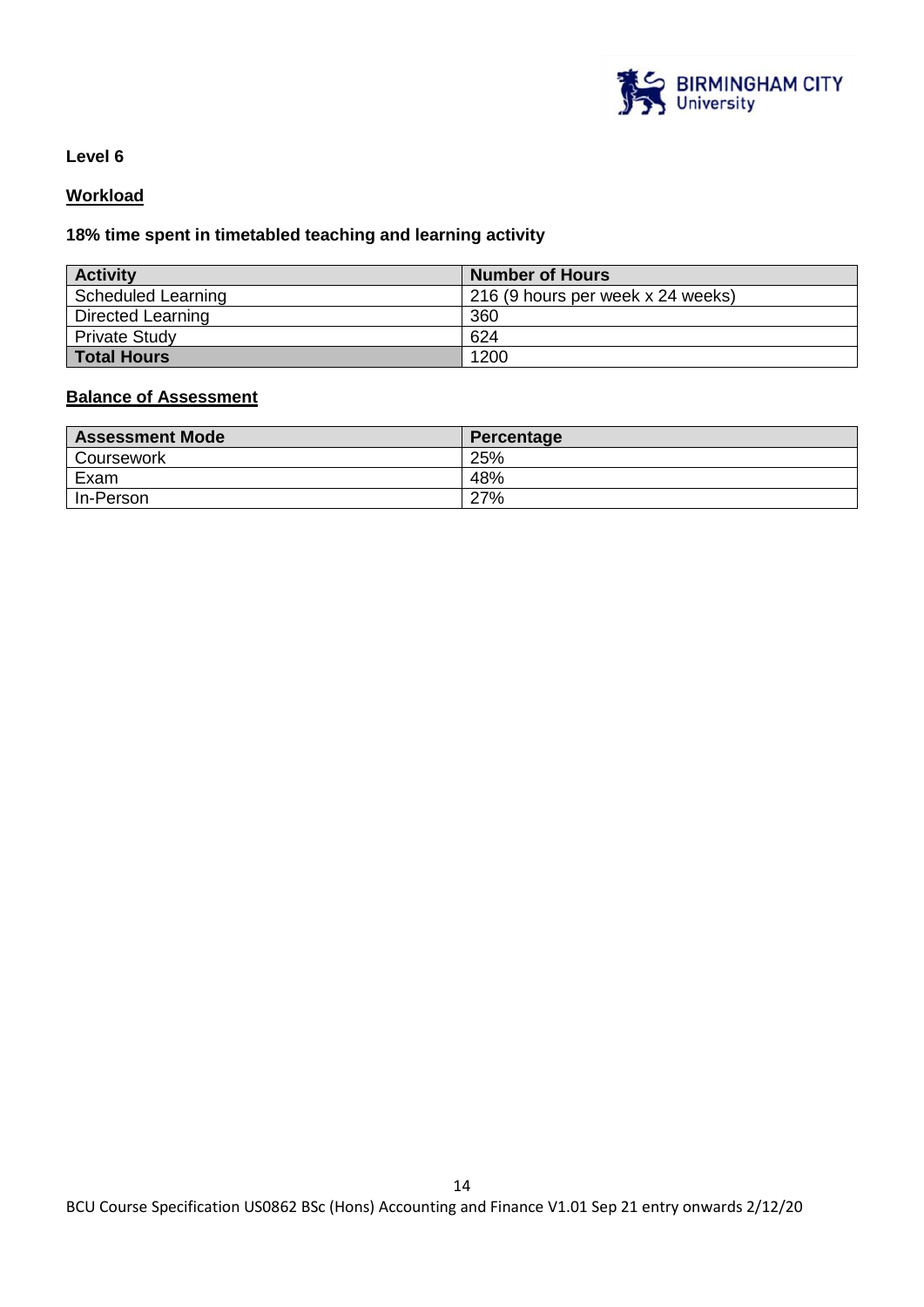**Level 6**

**Workload**

**18% time spent in timetabled teaching and learning activity**

| Activity | Number of Hours |
|---|---|
| Scheduled Learning | 216 (9 hours per week x 24 weeks) |
| Directed Learning | 360 |
| Private Study | 624 |
| **Total Hours** | 1200 |

**Balance of Assessment**

| Assessment Mode | Percentage |
|---|---|
| Coursework | 25% |
| Exam | 48% |
| In-Person | 27% |